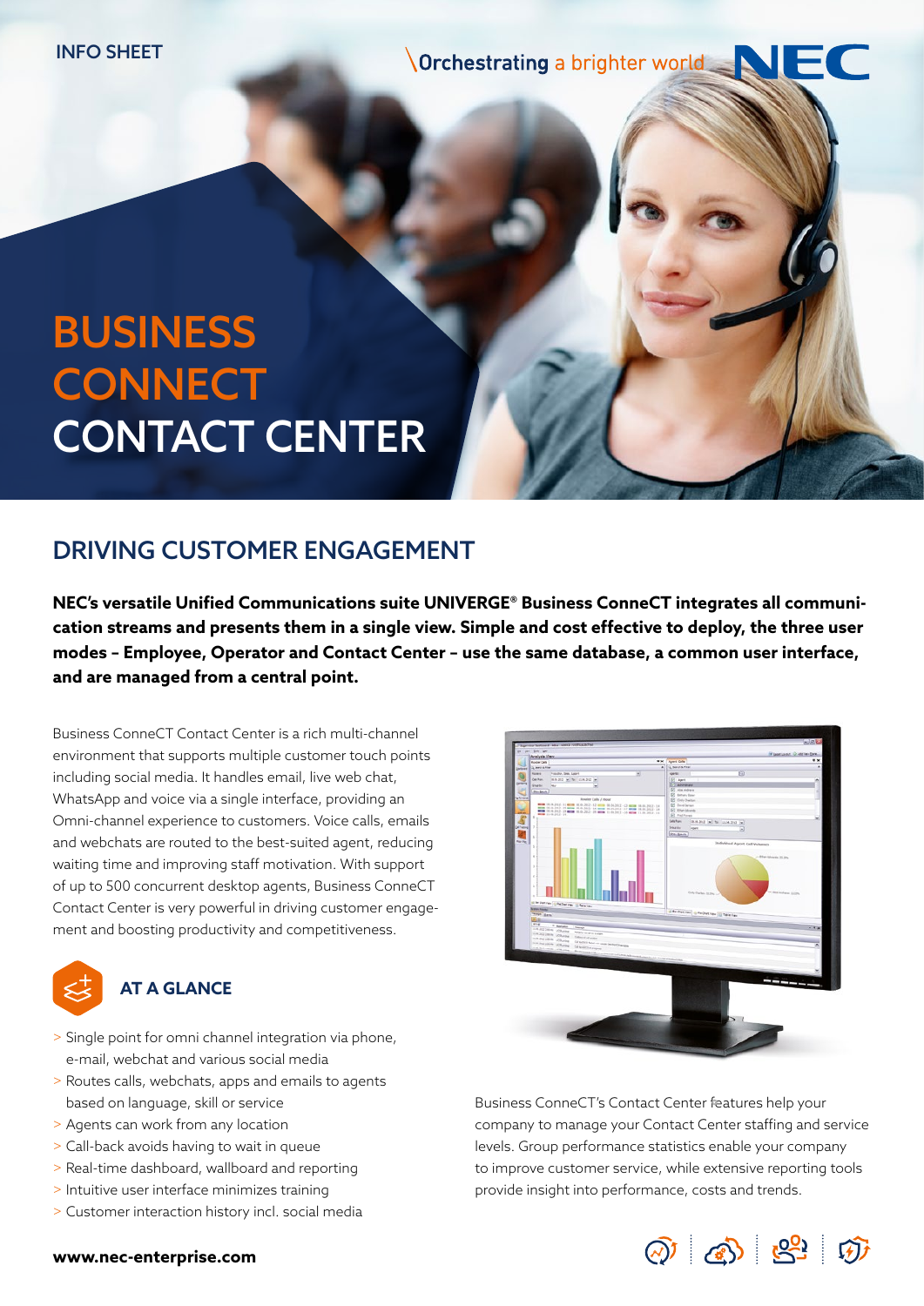INFO SHEET

Orchestrating a brighter world

# BUSINESS CONNECT CONTACT CENTER

## DRIVING CUSTOMER ENGAGEMENT

**NEC's versatile Unified Communications suite UNIVERGE® Business ConneCT integrates all communication streams and presents them in a single view. Simple and cost effective to deploy, the three user modes – Employee, Operator and Contact Center – use the same database, a common user interface, and are managed from a central point.**

Business ConneCT Contact Center is a rich multi-channel environment that supports multiple customer touch points including social media. It handles email, live web chat, WhatsApp and voice via a single interface, providing an Omni-channel experience to customers. Voice calls, emails and webchats are routed to the best-suited agent, reducing waiting time and improving staff motivation. With support of up to 500 concurrent desktop agents, Business ConneCT Contact Center is very powerful in driving customer engagement and boosting productivity and competitiveness.

### AT A GLANCE

> Single point for omni channel integration via phone, e-mail, webchat and various social media
> Routes calls, webchats, apps and emails to agents based on language, skill or service
> Agents can work from any location
> Call-back avoids having to wait in queue
> Real-time dashboard, wallboard and reporting
> Intuitive user interface minimizes training
> Customer interaction history incl. social media

Business ConneCT's Contact Center features help your company to manage your Contact Center staffing and service levels. Group performance statistics enable your company to improve customer service, while extensive reporting tools provide insight into performance, costs and trends.

**www.nec-enterprise.com**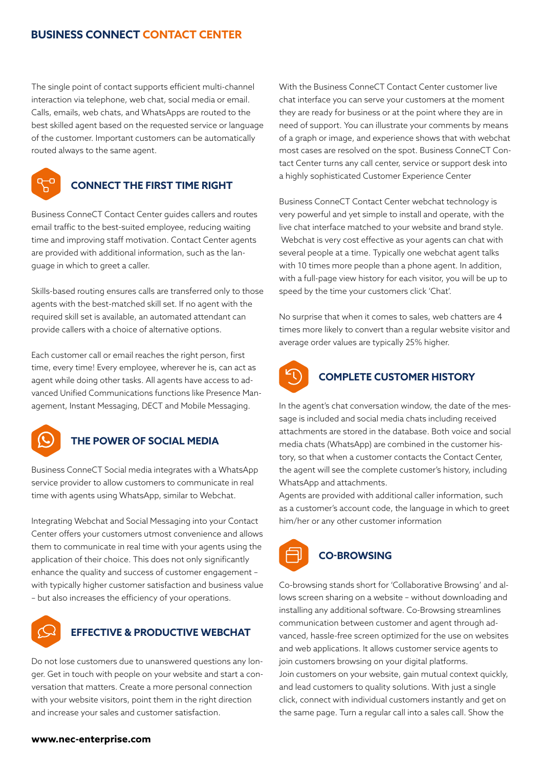The single point of contact supports efficient multi-channel interaction via telephone, web chat, social media or email. Calls, emails, web chats, and WhatsApps are routed to the best skilled agent based on the requested service or language of the customer. Important customers can be automatically routed always to the same agent.

## CONNECT THE FIRST TIME RIGHT

Business ConneCT Contact Center guides callers and routes email traffic to the best-suited employee, reducing waiting time and improving staff motivation. Contact Center agents are provided with additional information, such as the language in which to greet a caller.

Skills-based routing ensures calls are transferred only to those agents with the best-matched skill set. If no agent with the required skill set is available, an automated attendant can provide callers with a choice of alternative options.

Each customer call or email reaches the right person, first time, every time! Every employee, wherever he is, can act as agent while doing other tasks. All agents have access to advanced Unified Communications functions like Presence Management, Instant Messaging, DECT and Mobile Messaging.

## THE POWER OF SOCIAL MEDIA

Business ConneCT Social media integrates with a WhatsApp service provider to allow customers to communicate in real time with agents using WhatsApp, similar to Webchat.

Integrating Webchat and Social Messaging into your Contact Center offers your customers utmost convenience and allows them to communicate in real time with your agents using the application of their choice. This does not only significantly enhance the quality and success of customer engagement – with typically higher customer satisfaction and business value – but also increases the efficiency of your operations.

## EFFECTIVE & PRODUCTIVE WEBCHAT

Do not lose customers due to unanswered questions any longer. Get in touch with people on your website and start a conversation that matters. Create a more personal connection with your website visitors, point them in the right direction and increase your sales and customer satisfaction.

With the Business ConneCT Contact Center customer live chat interface you can serve your customers at the moment they are ready for business or at the point where they are in need of support. You can illustrate your comments by means of a graph or image, and experience shows that with webchat most cases are resolved on the spot. Business ConneCT Contact Center turns any call center, service or support desk into a highly sophisticated Customer Experience Center

Business ConneCT Contact Center webchat technology is very powerful and yet simple to install and operate, with the live chat interface matched to your website and brand style. Webchat is very cost effective as your agents can chat with several people at a time. Typically one webchat agent talks with 10 times more people than a phone agent. In addition, with a full-page view history for each visitor, you will be up to speed by the time your customers click 'Chat'.

No surprise that when it comes to sales, web chatters are 4 times more likely to convert than a regular website visitor and average order values are typically 25% higher.

## COMPLETE CUSTOMER HISTORY

In the agent's chat conversation window, the date of the message is included and social media chats including received attachments are stored in the database. Both voice and social media chats (WhatsApp) are combined in the customer history, so that when a customer contacts the Contact Center, the agent will see the complete customer's history, including WhatsApp and attachments.
Agents are provided with additional caller information, such as a customer's account code, the language in which to greet him/her or any other customer information

## CO-BROWSING

Co-browsing stands short for 'Collaborative Browsing' and allows screen sharing on a website – without downloading and installing any additional software. Co-Browsing streamlines communication between customer and agent through advanced, hassle-free screen optimized for the use on websites and web applications. It allows customer service agents to join customers browsing on your digital platforms.
Join customers on your website, gain mutual context quickly, and lead customers to quality solutions. With just a single click, connect with individual customers instantly and get on the same page. Turn a regular call into a sales call. Show the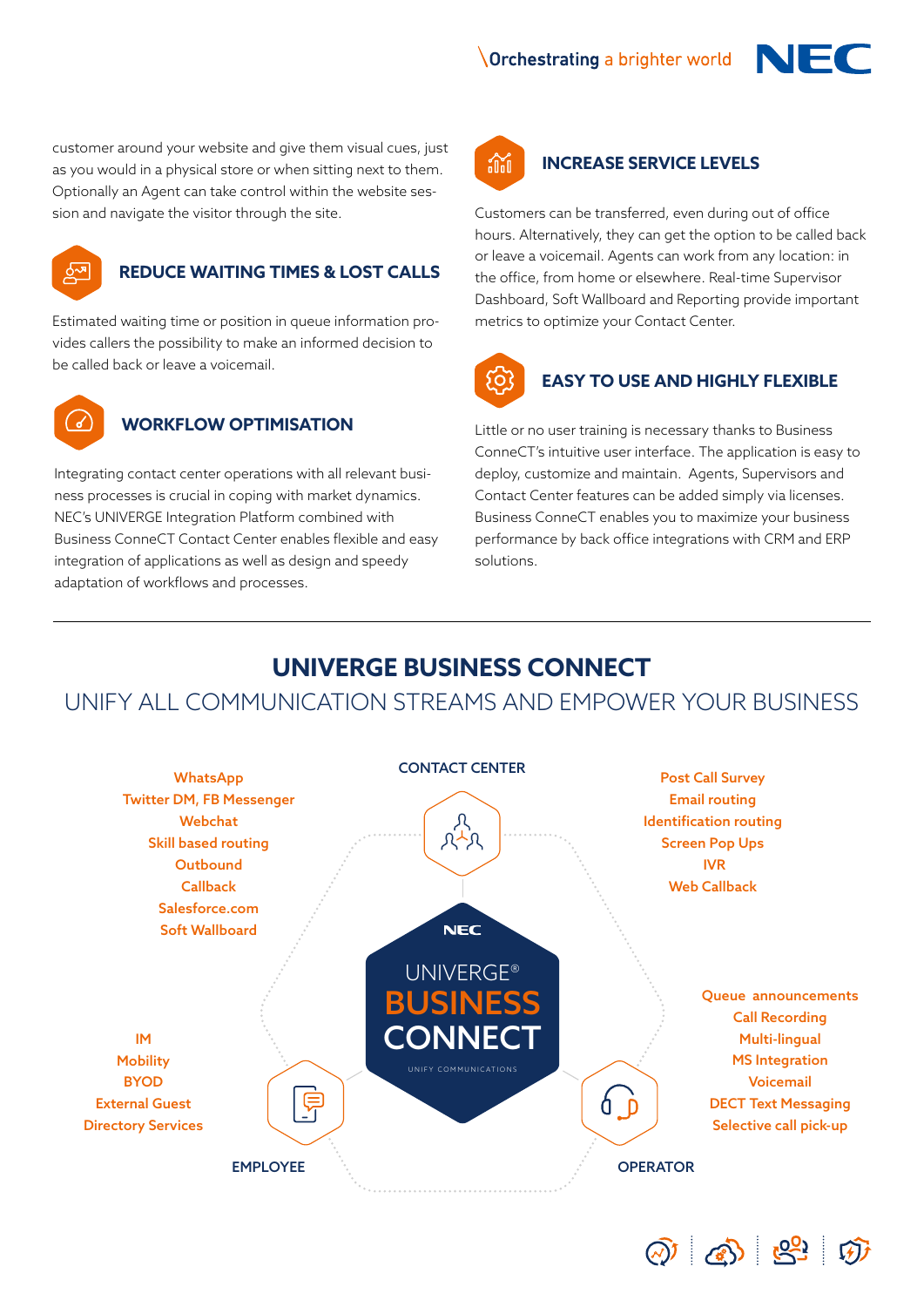customer around your website and give them visual cues, just as you would in a physical store or when sitting next to them. Optionally an Agent can take control within the website session and navigate the visitor through the site.

### REDUCE WAITING TIMES & LOST CALLS

Estimated waiting time or position in queue information provides callers the possibility to make an informed decision to be called back or leave a voicemail.

### WORKFLOW OPTIMISATION

Integrating contact center operations with all relevant business processes is crucial in coping with market dynamics. NEC's UNIVERGE Integration Platform combined with Business ConneCT Contact Center enables flexible and easy integration of applications as well as design and speedy adaptation of workflows and processes.

### INCREASE SERVICE LEVELS

Customers can be transferred, even during out of office hours. Alternatively, they can get the option to be called back or leave a voicemail. Agents can work from any location: in the office, from home or elsewhere. Real-time Supervisor Dashboard, Soft Wallboard and Reporting provide important metrics to optimize your Contact Center.

### EASY TO USE AND HIGHLY FLEXIBLE

Little or no user training is necessary thanks to Business ConneCT's intuitive user interface. The application is easy to deploy, customize and maintain. Agents, Supervisors and Contact Center features can be added simply via licenses. Business ConneCT enables you to maximize your business performance by back office integrations with CRM and ERP solutions.

---

## UNIVERGE BUSINESS CONNECT

UNIFY ALL COMMUNICATION STREAMS AND EMPOWER YOUR BUSINESS

**CONTACT CENTER**

- WhatsApp
- Twitter DM, FB Messenger
- Webchat
- Skill based routing
- Outbound
- Callback
- Salesforce.com
- Soft Wallboard

- Post Call Survey
- Email routing
- Identification routing
- Screen Pop Ups
- IVR
- Web Callback

NEC UNIVERGE® BUSINESS CONNECT – UNIFY COMMUNICATIONS

**EMPLOYEE**

- IM
- Mobility
- BYOD
- External Guest
- Directory Services

**OPERATOR**

- Queue announcements
- Call Recording
- Multi-lingual
- MS Integration
- Voicemail
- DECT Text Messaging
- Selective call pick-up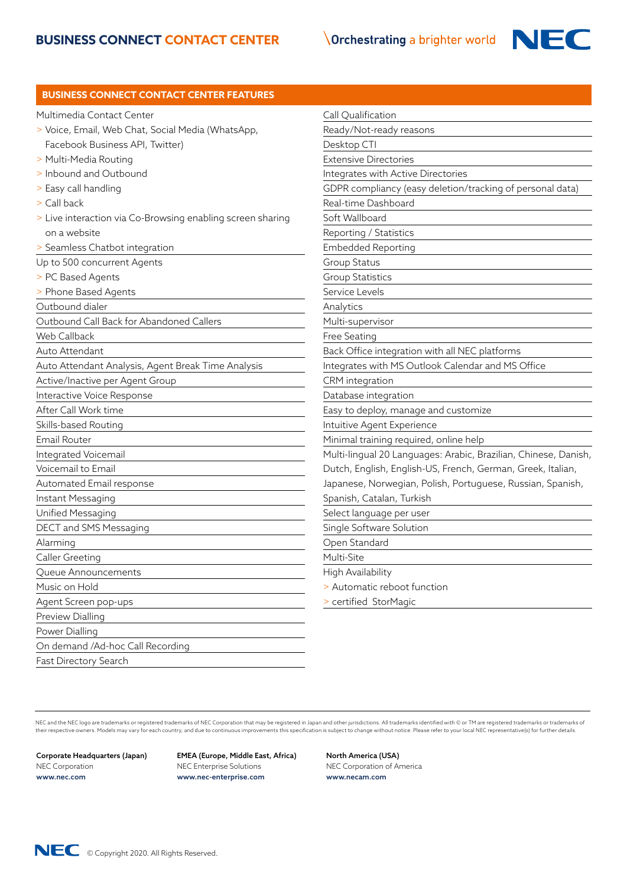## BUSINESS CONNECT CONTACT CENTER FEATURES

Multimedia Contact Center
- Voice, Email, Web Chat, Social Media (WhatsApp, Facebook Business API, Twitter)
- Multi-Media Routing
- Inbound and Outbound
- Easy call handling
- Call back
- Live interaction via Co-Browsing enabling screen sharing on a website
- Seamless Chatbot integration

Up to 500 concurrent Agents
- PC Based Agents
- Phone Based Agents

Outbound dialer

Outbound Call Back for Abandoned Callers

Web Callback

Auto Attendant

Auto Attendant Analysis, Agent Break Time Analysis

Active/Inactive per Agent Group

Interactive Voice Response

After Call Work time

Skills-based Routing

Email Router

Integrated Voicemail

Voicemail to Email

Automated Email response

Instant Messaging

Unified Messaging

DECT and SMS Messaging

Alarming

Caller Greeting

Queue Announcements

Music on Hold

Agent Screen pop-ups

Preview Dialling

Power Dialling

On demand /Ad-hoc Call Recording

Fast Directory Search

Call Qualification

Ready/Not-ready reasons

Desktop CTI

Extensive Directories

Integrates with Active Directories

GDPR compliancy (easy deletion/tracking of personal data)

Real-time Dashboard

Soft Wallboard

Reporting / Statistics

Embedded Reporting

Group Status

Group Statistics

Service Levels

Analytics

Multi-supervisor

Free Seating

Back Office integration with all NEC platforms

Integrates with MS Outlook Calendar and MS Office

CRM integration

Database integration

Easy to deploy, manage and customize

Intuitive Agent Experience

Minimal training required, online help

Multi-lingual 20 Languages: Arabic, Brazilian, Chinese, Danish, Dutch, English, English-US, French, German, Greek, Italian, Japanese, Norwegian, Polish, Portuguese, Russian, Spanish, Spanish, Catalan, Turkish

Select language per user

Single Software Solution

Open Standard

Multi-Site

High Availability
- Automatic reboot function
- certified StorMagic

NEC and the NEC logo are trademarks or registered trademarks of NEC Corporation that may be registered in Japan and other jurisdictions. All trademarks identified with © or TM are registered trademarks or trademarks of their respective owners. Models may vary for each country, and due to continuous improvements this specification is subject to change without notice. Please refer to your local NEC representative(s) for further details.

**Corporate Headquarters (Japan)**
NEC Corporation
**www.nec.com**

**EMEA (Europe, Middle East, Africa)**
NEC Enterprise Solutions
**www.nec-enterprise.com**

**North America (USA)**
NEC Corporation of America
**www.necam.com**

© Copyright 2020. All Rights Reserved.